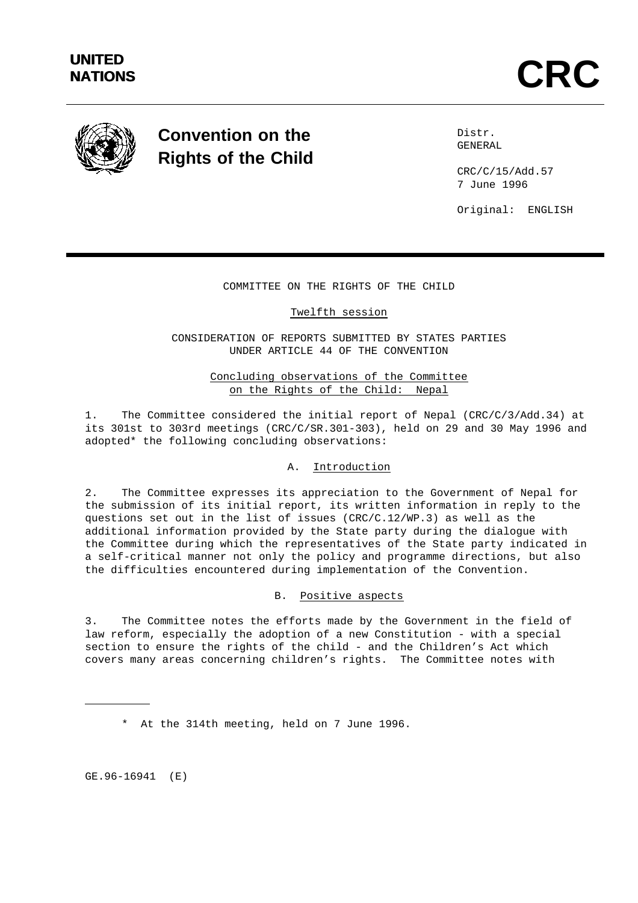UNITED NATIONS

# CRC

## Convention on the Rights of the Child

Distr.
GENERAL

CRC/C/15/Add.57
7 June 1996

Original: ENGLISH

COMMITTEE ON THE RIGHTS OF THE CHILD

Twelfth session

CONSIDERATION OF REPORTS SUBMITTED BY STATES PARTIES UNDER ARTICLE 44 OF THE CONVENTION

Concluding observations of the Committee on the Rights of the Child: Nepal

1. The Committee considered the initial report of Nepal (CRC/C/3/Add.34) at its 301st to 303rd meetings (CRC/C/SR.301-303), held on 29 and 30 May 1996 and adopted* the following concluding observations:

### A. Introduction

2. The Committee expresses its appreciation to the Government of Nepal for the submission of its initial report, its written information in reply to the questions set out in the list of issues (CRC/C.12/WP.3) as well as the additional information provided by the State party during the dialogue with the Committee during which the representatives of the State party indicated in a self-critical manner not only the policy and programme directions, but also the difficulties encountered during implementation of the Convention.

### B. Positive aspects

3. The Committee notes the efforts made by the Government in the field of law reform, especially the adoption of a new Constitution - with a special section to ensure the rights of the child - and the Children's Act which covers many areas concerning children's rights. The Committee notes with

\* At the 314th meeting, held on 7 June 1996.

GE.96-16941 (E)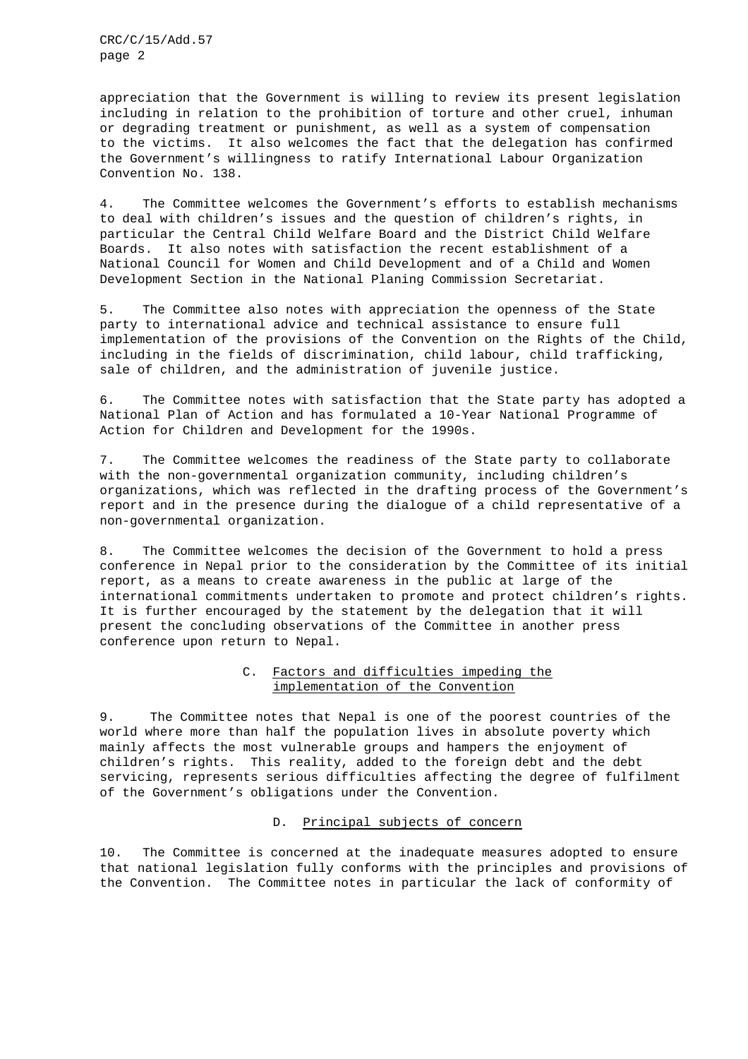appreciation that the Government is willing to review its present legislation including in relation to the prohibition of torture and other cruel, inhuman or degrading treatment or punishment, as well as a system of compensation to the victims. It also welcomes the fact that the delegation has confirmed the Government's willingness to ratify International Labour Organization Convention No. 138.

4. The Committee welcomes the Government's efforts to establish mechanisms to deal with children's issues and the question of children's rights, in particular the Central Child Welfare Board and the District Child Welfare Boards. It also notes with satisfaction the recent establishment of a National Council for Women and Child Development and of a Child and Women Development Section in the National Planing Commission Secretariat.

5. The Committee also notes with appreciation the openness of the State party to international advice and technical assistance to ensure full implementation of the provisions of the Convention on the Rights of the Child, including in the fields of discrimination, child labour, child trafficking, sale of children, and the administration of juvenile justice.

6. The Committee notes with satisfaction that the State party has adopted a National Plan of Action and has formulated a 10-Year National Programme of Action for Children and Development for the 1990s.

7. The Committee welcomes the readiness of the State party to collaborate with the non-governmental organization community, including children's organizations, which was reflected in the drafting process of the Government's report and in the presence during the dialogue of a child representative of a non-governmental organization.

8. The Committee welcomes the decision of the Government to hold a press conference in Nepal prior to the consideration by the Committee of its initial report, as a means to create awareness in the public at large of the international commitments undertaken to promote and protect children's rights. It is further encouraged by the statement by the delegation that it will present the concluding observations of the Committee in another press conference upon return to Nepal.

## C. Factors and difficulties impeding the implementation of the Convention

9. The Committee notes that Nepal is one of the poorest countries of the world where more than half the population lives in absolute poverty which mainly affects the most vulnerable groups and hampers the enjoyment of children's rights. This reality, added to the foreign debt and the debt servicing, represents serious difficulties affecting the degree of fulfilment of the Government's obligations under the Convention.

## D. Principal subjects of concern

10. The Committee is concerned at the inadequate measures adopted to ensure that national legislation fully conforms with the principles and provisions of the Convention. The Committee notes in particular the lack of conformity of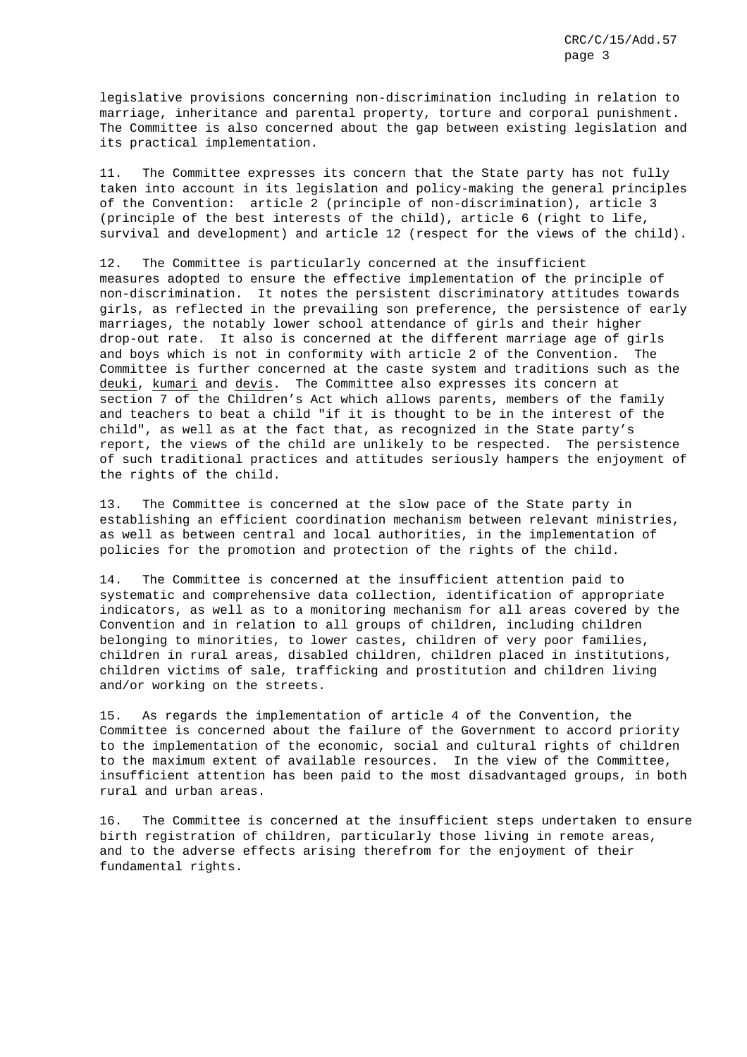legislative provisions concerning non-discrimination including in relation to marriage, inheritance and parental property, torture and corporal punishment. The Committee is also concerned about the gap between existing legislation and its practical implementation.

11. The Committee expresses its concern that the State party has not fully taken into account in its legislation and policy-making the general principles of the Convention: article 2 (principle of non-discrimination), article 3 (principle of the best interests of the child), article 6 (right to life, survival and development) and article 12 (respect for the views of the child).

12. The Committee is particularly concerned at the insufficient measures adopted to ensure the effective implementation of the principle of non-discrimination. It notes the persistent discriminatory attitudes towards girls, as reflected in the prevailing son preference, the persistence of early marriages, the notably lower school attendance of girls and their higher drop-out rate. It also is concerned at the different marriage age of girls and boys which is not in conformity with article 2 of the Convention. The Committee is further concerned at the caste system and traditions such as the *deuki*, *kumari* and *devis*. The Committee also expresses its concern at section 7 of the Children's Act which allows parents, members of the family and teachers to beat a child "if it is thought to be in the interest of the child", as well as at the fact that, as recognized in the State party's report, the views of the child are unlikely to be respected. The persistence of such traditional practices and attitudes seriously hampers the enjoyment of the rights of the child.

13. The Committee is concerned at the slow pace of the State party in establishing an efficient coordination mechanism between relevant ministries, as well as between central and local authorities, in the implementation of policies for the promotion and protection of the rights of the child.

14. The Committee is concerned at the insufficient attention paid to systematic and comprehensive data collection, identification of appropriate indicators, as well as to a monitoring mechanism for all areas covered by the Convention and in relation to all groups of children, including children belonging to minorities, to lower castes, children of very poor families, children in rural areas, disabled children, children placed in institutions, children victims of sale, trafficking and prostitution and children living and/or working on the streets.

15. As regards the implementation of article 4 of the Convention, the Committee is concerned about the failure of the Government to accord priority to the implementation of the economic, social and cultural rights of children to the maximum extent of available resources. In the view of the Committee, insufficient attention has been paid to the most disadvantaged groups, in both rural and urban areas.

16. The Committee is concerned at the insufficient steps undertaken to ensure birth registration of children, particularly those living in remote areas, and to the adverse effects arising therefrom for the enjoyment of their fundamental rights.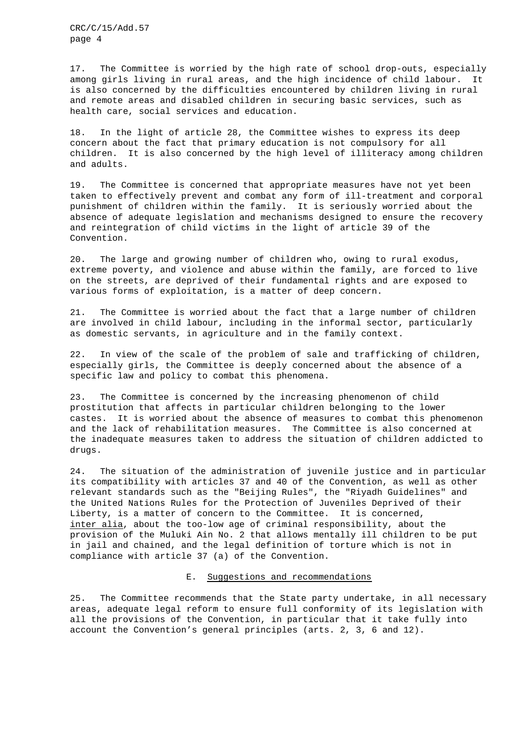17. The Committee is worried by the high rate of school drop-outs, especially among girls living in rural areas, and the high incidence of child labour. It is also concerned by the difficulties encountered by children living in rural and remote areas and disabled children in securing basic services, such as health care, social services and education.

18. In the light of article 28, the Committee wishes to express its deep concern about the fact that primary education is not compulsory for all children. It is also concerned by the high level of illiteracy among children and adults.

19. The Committee is concerned that appropriate measures have not yet been taken to effectively prevent and combat any form of ill-treatment and corporal punishment of children within the family. It is seriously worried about the absence of adequate legislation and mechanisms designed to ensure the recovery and reintegration of child victims in the light of article 39 of the Convention.

20. The large and growing number of children who, owing to rural exodus, extreme poverty, and violence and abuse within the family, are forced to live on the streets, are deprived of their fundamental rights and are exposed to various forms of exploitation, is a matter of deep concern.

21. The Committee is worried about the fact that a large number of children are involved in child labour, including in the informal sector, particularly as domestic servants, in agriculture and in the family context.

22. In view of the scale of the problem of sale and trafficking of children, especially girls, the Committee is deeply concerned about the absence of a specific law and policy to combat this phenomena.

23. The Committee is concerned by the increasing phenomenon of child prostitution that affects in particular children belonging to the lower castes. It is worried about the absence of measures to combat this phenomenon and the lack of rehabilitation measures. The Committee is also concerned at the inadequate measures taken to address the situation of children addicted to drugs.

24. The situation of the administration of juvenile justice and in particular its compatibility with articles 37 and 40 of the Convention, as well as other relevant standards such as the "Beijing Rules", the "Riyadh Guidelines" and the United Nations Rules for the Protection of Juveniles Deprived of their Liberty, is a matter of concern to the Committee. It is concerned, inter alia, about the too-low age of criminal responsibility, about the provision of the Muluki Ain No. 2 that allows mentally ill children to be put in jail and chained, and the legal definition of torture which is not in compliance with article 37 (a) of the Convention.

## E. Suggestions and recommendations

25. The Committee recommends that the State party undertake, in all necessary areas, adequate legal reform to ensure full conformity of its legislation with all the provisions of the Convention, in particular that it take fully into account the Convention's general principles (arts. 2, 3, 6 and 12).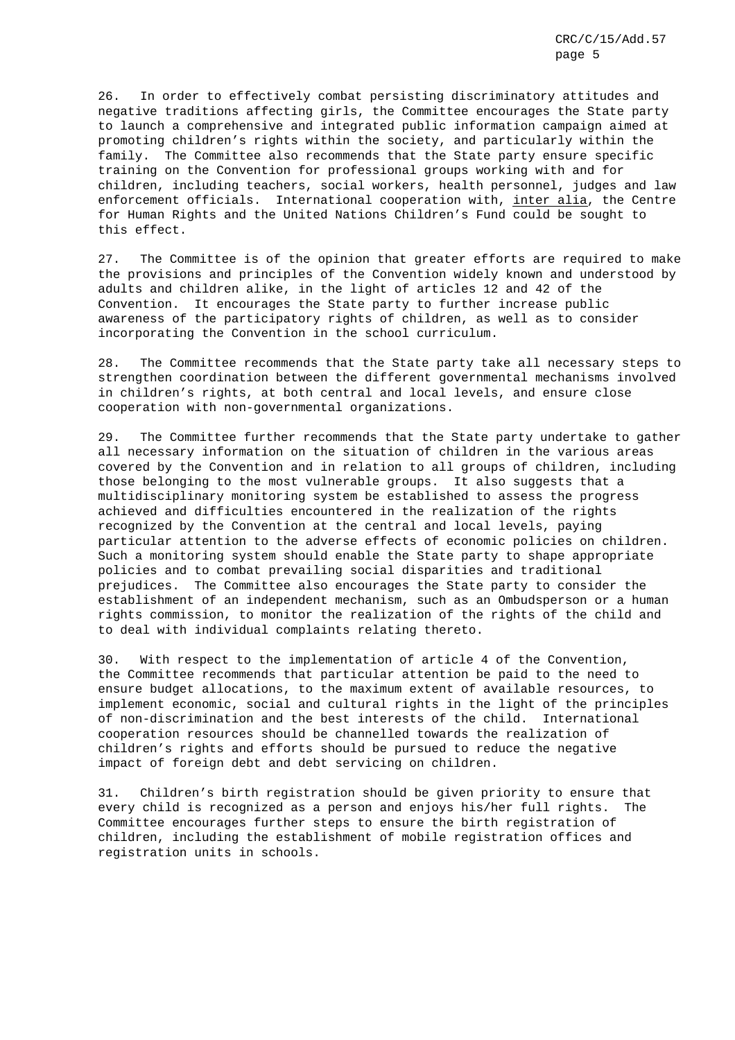26. In order to effectively combat persisting discriminatory attitudes and negative traditions affecting girls, the Committee encourages the State party to launch a comprehensive and integrated public information campaign aimed at promoting children's rights within the society, and particularly within the family. The Committee also recommends that the State party ensure specific training on the Convention for professional groups working with and for children, including teachers, social workers, health personnel, judges and law enforcement officials. International cooperation with, *inter alia*, the Centre for Human Rights and the United Nations Children's Fund could be sought to this effect.

27. The Committee is of the opinion that greater efforts are required to make the provisions and principles of the Convention widely known and understood by adults and children alike, in the light of articles 12 and 42 of the Convention. It encourages the State party to further increase public awareness of the participatory rights of children, as well as to consider incorporating the Convention in the school curriculum.

28. The Committee recommends that the State party take all necessary steps to strengthen coordination between the different governmental mechanisms involved in children's rights, at both central and local levels, and ensure close cooperation with non-governmental organizations.

29. The Committee further recommends that the State party undertake to gather all necessary information on the situation of children in the various areas covered by the Convention and in relation to all groups of children, including those belonging to the most vulnerable groups. It also suggests that a multidisciplinary monitoring system be established to assess the progress achieved and difficulties encountered in the realization of the rights recognized by the Convention at the central and local levels, paying particular attention to the adverse effects of economic policies on children. Such a monitoring system should enable the State party to shape appropriate policies and to combat prevailing social disparities and traditional prejudices. The Committee also encourages the State party to consider the establishment of an independent mechanism, such as an Ombudsperson or a human rights commission, to monitor the realization of the rights of the child and to deal with individual complaints relating thereto.

30. With respect to the implementation of article 4 of the Convention, the Committee recommends that particular attention be paid to the need to ensure budget allocations, to the maximum extent of available resources, to implement economic, social and cultural rights in the light of the principles of non-discrimination and the best interests of the child. International cooperation resources should be channelled towards the realization of children's rights and efforts should be pursued to reduce the negative impact of foreign debt and debt servicing on children.

31. Children's birth registration should be given priority to ensure that every child is recognized as a person and enjoys his/her full rights. The Committee encourages further steps to ensure the birth registration of children, including the establishment of mobile registration offices and registration units in schools.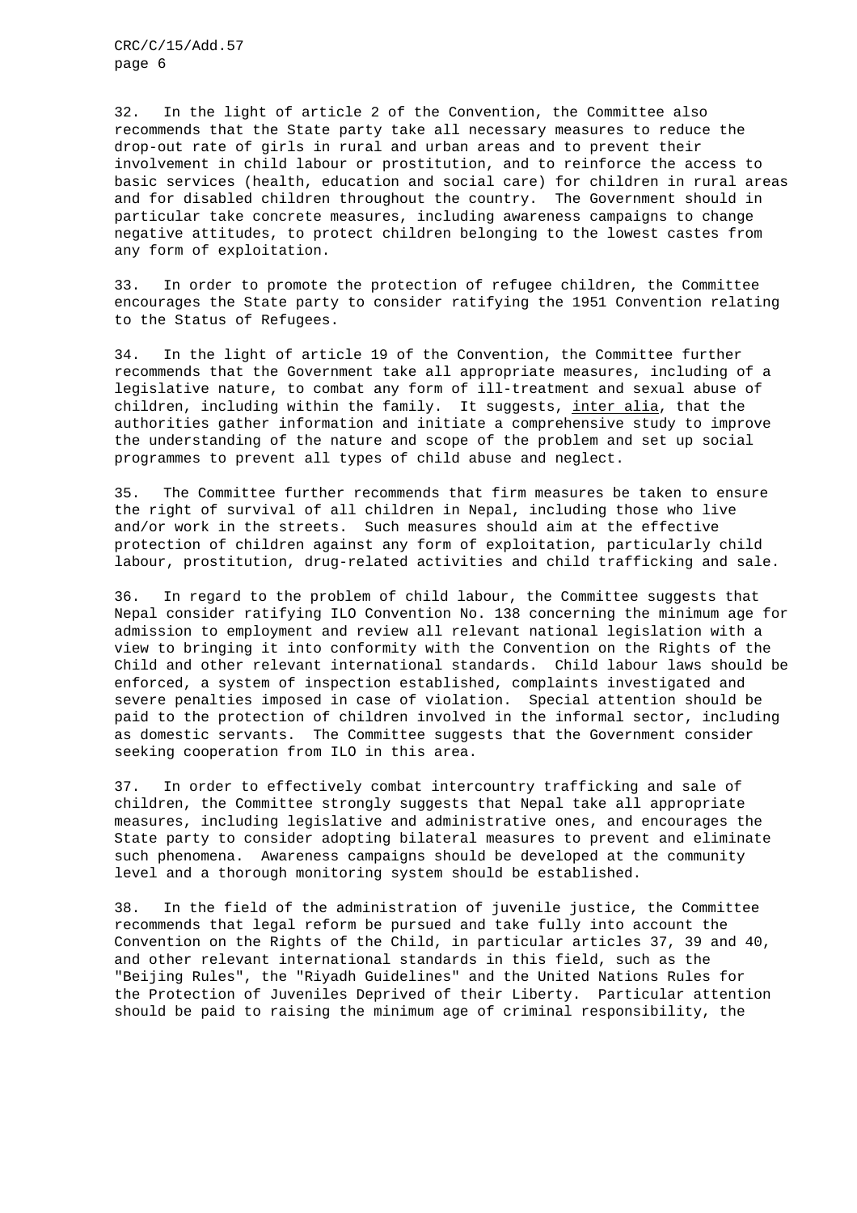32. In the light of article 2 of the Convention, the Committee also recommends that the State party take all necessary measures to reduce the drop-out rate of girls in rural and urban areas and to prevent their involvement in child labour or prostitution, and to reinforce the access to basic services (health, education and social care) for children in rural areas and for disabled children throughout the country. The Government should in particular take concrete measures, including awareness campaigns to change negative attitudes, to protect children belonging to the lowest castes from any form of exploitation.

33. In order to promote the protection of refugee children, the Committee encourages the State party to consider ratifying the 1951 Convention relating to the Status of Refugees.

34. In the light of article 19 of the Convention, the Committee further recommends that the Government take all appropriate measures, including of a legislative nature, to combat any form of ill-treatment and sexual abuse of children, including within the family. It suggests, inter alia, that the authorities gather information and initiate a comprehensive study to improve the understanding of the nature and scope of the problem and set up social programmes to prevent all types of child abuse and neglect.

35. The Committee further recommends that firm measures be taken to ensure the right of survival of all children in Nepal, including those who live and/or work in the streets. Such measures should aim at the effective protection of children against any form of exploitation, particularly child labour, prostitution, drug-related activities and child trafficking and sale.

36. In regard to the problem of child labour, the Committee suggests that Nepal consider ratifying ILO Convention No. 138 concerning the minimum age for admission to employment and review all relevant national legislation with a view to bringing it into conformity with the Convention on the Rights of the Child and other relevant international standards. Child labour laws should be enforced, a system of inspection established, complaints investigated and severe penalties imposed in case of violation. Special attention should be paid to the protection of children involved in the informal sector, including as domestic servants. The Committee suggests that the Government consider seeking cooperation from ILO in this area.

37. In order to effectively combat intercountry trafficking and sale of children, the Committee strongly suggests that Nepal take all appropriate measures, including legislative and administrative ones, and encourages the State party to consider adopting bilateral measures to prevent and eliminate such phenomena. Awareness campaigns should be developed at the community level and a thorough monitoring system should be established.

38. In the field of the administration of juvenile justice, the Committee recommends that legal reform be pursued and take fully into account the Convention on the Rights of the Child, in particular articles 37, 39 and 40, and other relevant international standards in this field, such as the "Beijing Rules", the "Riyadh Guidelines" and the United Nations Rules for the Protection of Juveniles Deprived of their Liberty. Particular attention should be paid to raising the minimum age of criminal responsibility, the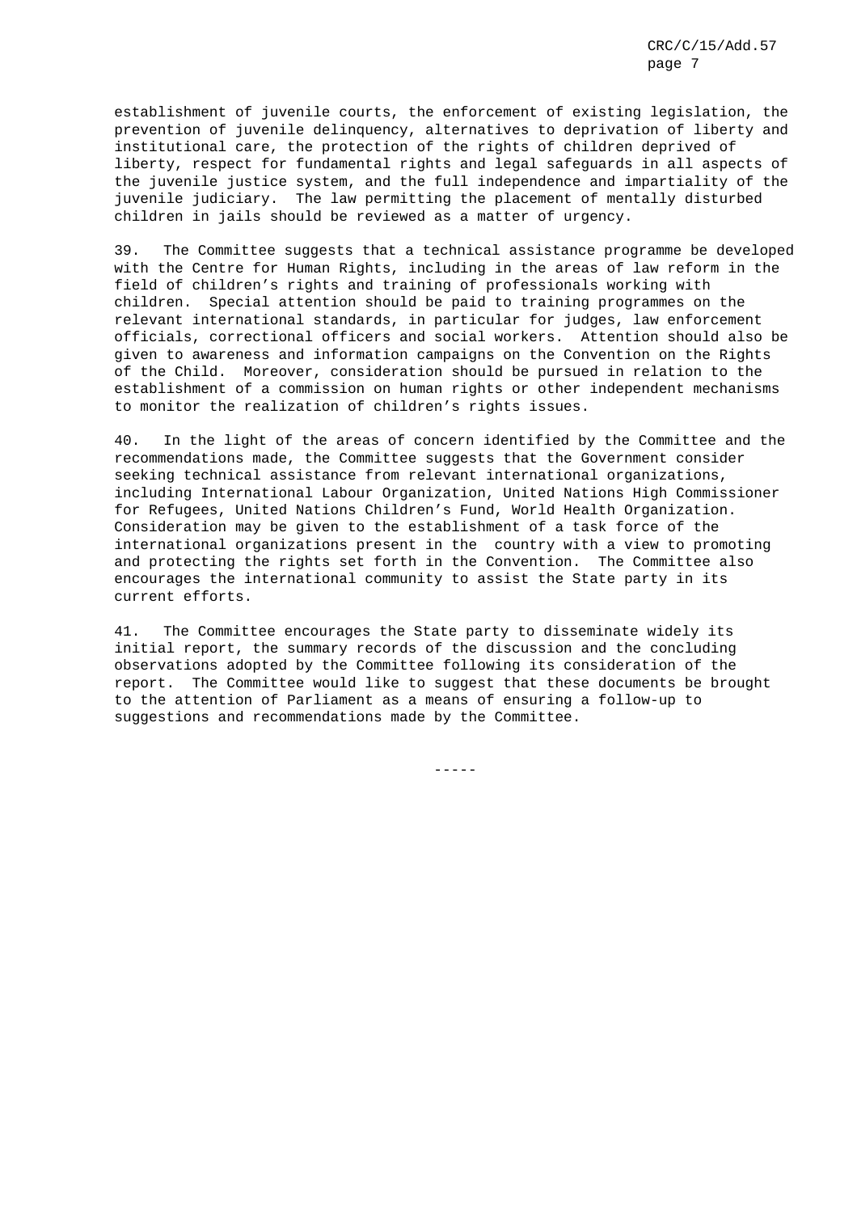establishment of juvenile courts, the enforcement of existing legislation, the prevention of juvenile delinquency, alternatives to deprivation of liberty and institutional care, the protection of the rights of children deprived of liberty, respect for fundamental rights and legal safeguards in all aspects of the juvenile justice system, and the full independence and impartiality of the juvenile judiciary. The law permitting the placement of mentally disturbed children in jails should be reviewed as a matter of urgency.

39. The Committee suggests that a technical assistance programme be developed with the Centre for Human Rights, including in the areas of law reform in the field of children's rights and training of professionals working with children. Special attention should be paid to training programmes on the relevant international standards, in particular for judges, law enforcement officials, correctional officers and social workers. Attention should also be given to awareness and information campaigns on the Convention on the Rights of the Child. Moreover, consideration should be pursued in relation to the establishment of a commission on human rights or other independent mechanisms to monitor the realization of children's rights issues.

40. In the light of the areas of concern identified by the Committee and the recommendations made, the Committee suggests that the Government consider seeking technical assistance from relevant international organizations, including International Labour Organization, United Nations High Commissioner for Refugees, United Nations Children's Fund, World Health Organization. Consideration may be given to the establishment of a task force of the international organizations present in the country with a view to promoting and protecting the rights set forth in the Convention. The Committee also encourages the international community to assist the State party in its current efforts.

41. The Committee encourages the State party to disseminate widely its initial report, the summary records of the discussion and the concluding observations adopted by the Committee following its consideration of the report. The Committee would like to suggest that these documents be brought to the attention of Parliament as a means of ensuring a follow-up to suggestions and recommendations made by the Committee.

-----